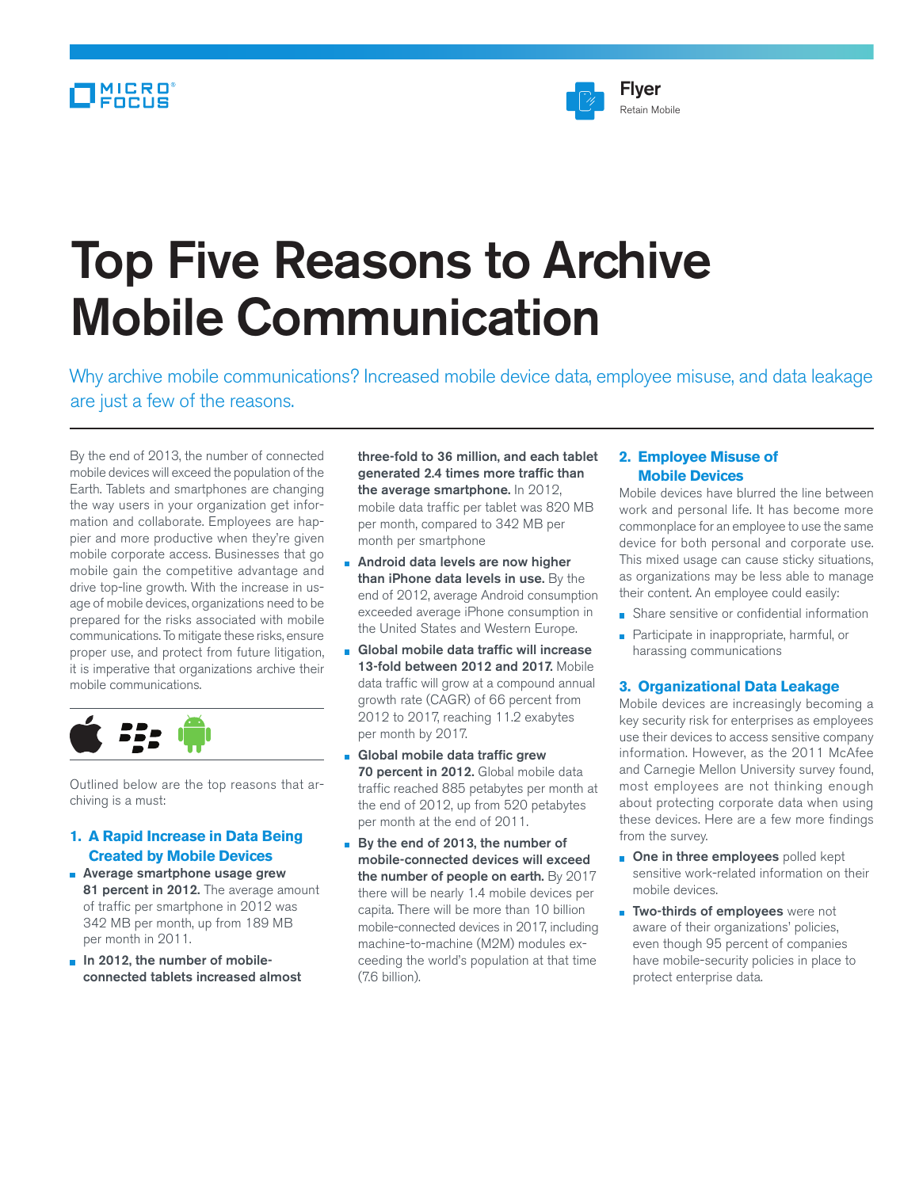Flyer
Retain Mobile

# Top Five Reasons to Archive Mobile Communication

Why archive mobile communications? Increased mobile device data, employee misuse, and data leakage are just a few of the reasons.

By the end of 2013, the number of connected mobile devices will exceed the population of the Earth. Tablets and smartphones are changing the way users in your organization get information and collaborate. Employees are happier and more productive when they're given mobile corporate access. Businesses that go mobile gain the competitive advantage and drive top-line growth. With the increase in usage of mobile devices, organizations need to be prepared for the risks associated with mobile communications. To mitigate these risks, ensure proper use, and protect from future litigation, it is imperative that organizations archive their mobile communications.

Outlined below are the top reasons that archiving is a must:

## 1. A Rapid Increase in Data Being Created by Mobile Devices

- **Average smartphone usage grew 81 percent in 2012.** The average amount of traffic per smartphone in 2012 was 342 MB per month, up from 189 MB per month in 2011.
- **In 2012, the number of mobile-connected tablets increased almost three-fold to 36 million, and each tablet generated 2.4 times more traffic than the average smartphone.** In 2012, mobile data traffic per tablet was 820 MB per month, compared to 342 MB per month per smartphone
- **Android data levels are now higher than iPhone data levels in use.** By the end of 2012, average Android consumption exceeded average iPhone consumption in the United States and Western Europe.
- **Global mobile data traffic will increase 13-fold between 2012 and 2017.** Mobile data traffic will grow at a compound annual growth rate (CAGR) of 66 percent from 2012 to 2017, reaching 11.2 exabytes per month by 2017.
- **Global mobile data traffic grew 70 percent in 2012.** Global mobile data traffic reached 885 petabytes per month at the end of 2012, up from 520 petabytes per month at the end of 2011.
- **By the end of 2013, the number of mobile-connected devices will exceed the number of people on earth.** By 2017 there will be nearly 1.4 mobile devices per capita. There will be more than 10 billion mobile-connected devices in 2017, including machine-to-machine (M2M) modules exceeding the world's population at that time (7.6 billion).

## 2. Employee Misuse of Mobile Devices

Mobile devices have blurred the line between work and personal life. It has become more commonplace for an employee to use the same device for both personal and corporate use. This mixed usage can cause sticky situations, as organizations may be less able to manage their content. An employee could easily:

- Share sensitive or confidential information
- Participate in inappropriate, harmful, or harassing communications

## 3. Organizational Data Leakage

Mobile devices are increasingly becoming a key security risk for enterprises as employees use their devices to access sensitive company information. However, as the 2011 McAfee and Carnegie Mellon University survey found, most employees are not thinking enough about protecting corporate data when using these devices. Here are a few more findings from the survey.

- **One in three employees** polled kept sensitive work-related information on their mobile devices.
- **Two-thirds of employees** were not aware of their organizations' policies, even though 95 percent of companies have mobile-security policies in place to protect enterprise data.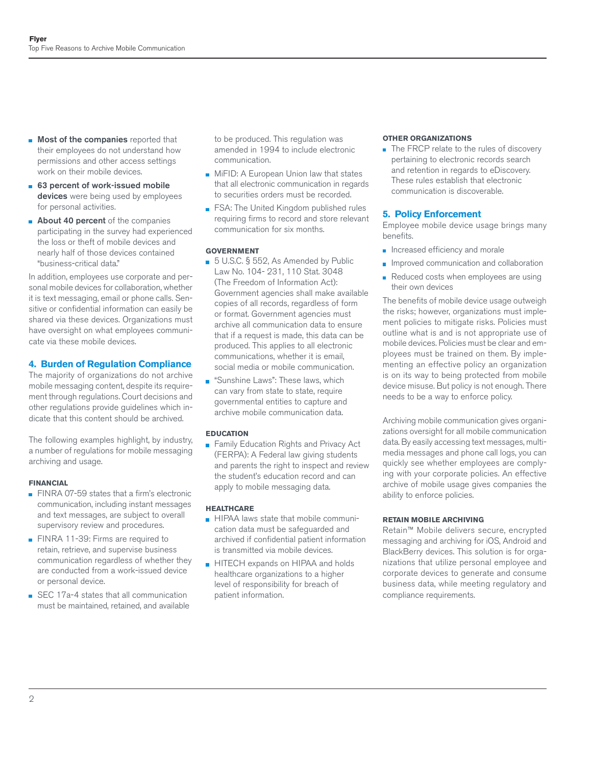- **Most of the companies** reported that their employees do not understand how permissions and other access settings work on their mobile devices.
- **63 percent of work-issued mobile devices** were being used by employees for personal activities.
- **About 40 percent** of the companies participating in the survey had experienced the loss or theft of mobile devices and nearly half of those devices contained "business-critical data."

In addition, employees use corporate and personal mobile devices for collaboration, whether it is text messaging, email or phone calls. Sensitive or confidential information can easily be shared via these devices. Organizations must have oversight on what employees communicate via these mobile devices.

## 4. Burden of Regulation Compliance

The majority of organizations do not archive mobile messaging content, despite its requirement through regulations. Court decisions and other regulations provide guidelines which indicate that this content should be archived.

The following examples highlight, by industry, a number of regulations for mobile messaging archiving and usage.

#### FINANCIAL

- FINRA 07-59 states that a firm's electronic communication, including instant messages and text messages, are subject to overall supervisory review and procedures.
- FINRA 11-39: Firms are required to retain, retrieve, and supervise business communication regardless of whether they are conducted from a work-issued device or personal device.
- SEC 17a-4 states that all communication must be maintained, retained, and available to be produced. This regulation was amended in 1994 to include electronic communication.
- MiFID: A European Union law that states that all electronic communication in regards to securities orders must be recorded.
- FSA: The United Kingdom published rules requiring firms to record and store relevant communication for six months.

#### GOVERNMENT

- 5 U.S.C. § 552, As Amended by Public Law No. 104- 231, 110 Stat. 3048 (The Freedom of Information Act): Government agencies shall make available copies of all records, regardless of form or format. Government agencies must archive all communication data to ensure that if a request is made, this data can be produced. This applies to all electronic communications, whether it is email, social media or mobile communication.
- "Sunshine Laws": These laws, which can vary from state to state, require governmental entities to capture and archive mobile communication data.

#### EDUCATION

- Family Education Rights and Privacy Act (FERPA): A Federal law giving students and parents the right to inspect and review the student's education record and can apply to mobile messaging data.

#### HEALTHCARE

- HIPAA laws state that mobile communication data must be safeguarded and archived if confidential patient information is transmitted via mobile devices.
- HITECH expands on HIPAA and holds healthcare organizations to a higher level of responsibility for breach of patient information.

#### OTHER ORGANIZATIONS

- The FRCP relate to the rules of discovery pertaining to electronic records search and retention in regards to eDiscovery. These rules establish that electronic communication is discoverable.

## 5. Policy Enforcement

Employee mobile device usage brings many benefits.

- Increased efficiency and morale
- Improved communication and collaboration
- Reduced costs when employees are using their own devices

The benefits of mobile device usage outweigh the risks; however, organizations must implement policies to mitigate risks. Policies must outline what is and is not appropriate use of mobile devices. Policies must be clear and employees must be trained on them. By implementing an effective policy an organization is on its way to being protected from mobile device misuse. But policy is not enough. There needs to be a way to enforce policy.

Archiving mobile communication gives organizations oversight for all mobile communication data. By easily accessing text messages, multimedia messages and phone call logs, you can quickly see whether employees are complying with your corporate policies. An effective archive of mobile usage gives companies the ability to enforce policies.

#### RETAIN MOBILE ARCHIVING

Retain™ Mobile delivers secure, encrypted messaging and archiving for iOS, Android and BlackBerry devices. This solution is for organizations that utilize personal employee and corporate devices to generate and consume business data, while meeting regulatory and compliance requirements.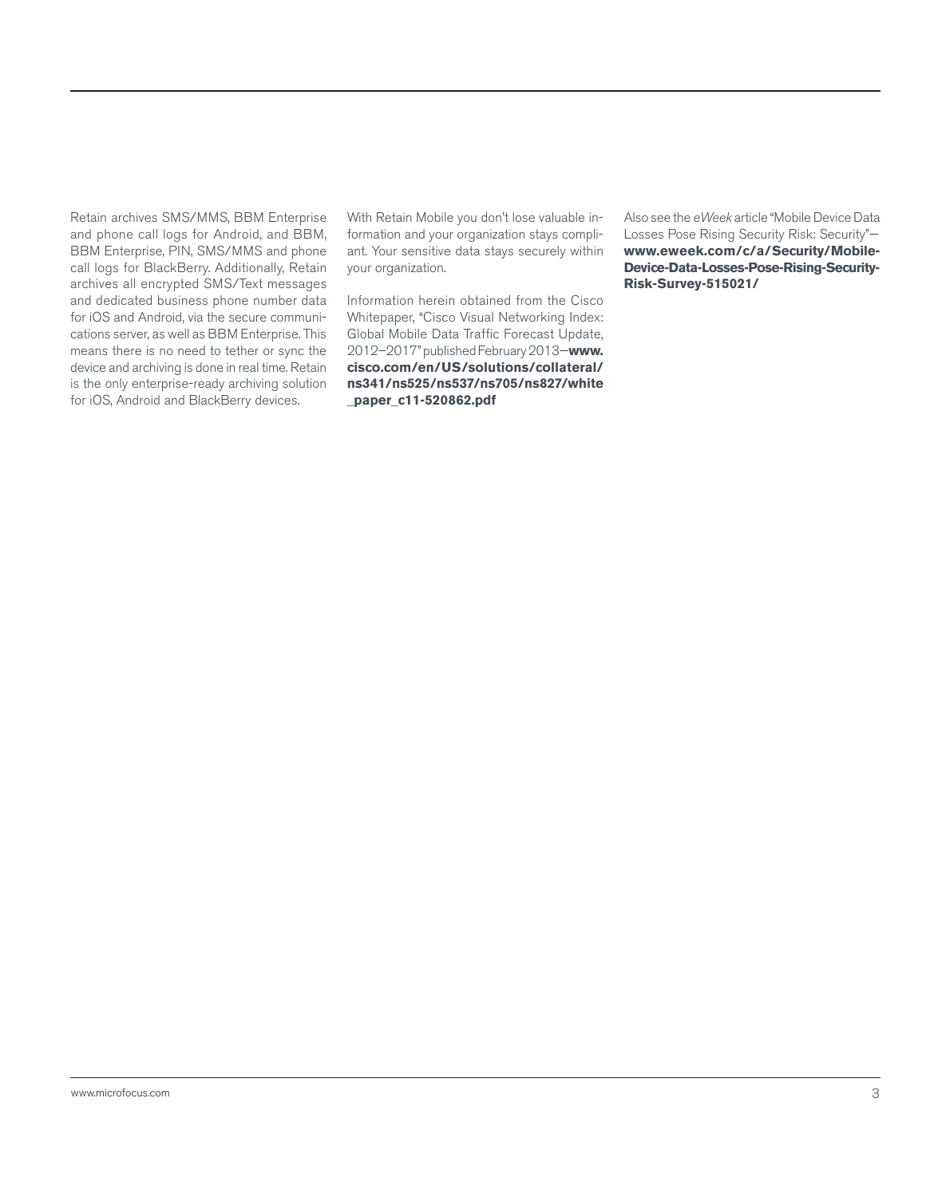Retain archives SMS/MMS, BBM Enterprise and phone call logs for Android, and BBM, BBM Enterprise, PIN, SMS/MMS and phone call logs for BlackBerry. Additionally, Retain archives all encrypted SMS/Text messages and dedicated business phone number data for iOS and Android, via the secure communications server, as well as BBM Enterprise. This means there is no need to tether or sync the device and archiving is done in real time. Retain is the only enterprise-ready archiving solution for iOS, Android and BlackBerry devices.

With Retain Mobile you don't lose valuable information and your organization stays compliant. Your sensitive data stays securely within your organization.

Information herein obtained from the Cisco Whitepaper, "Cisco Visual Networking Index: Global Mobile Data Traffic Forecast Update, 2012–2017" published February 2013—**www.cisco.com/en/US/solutions/collateral/ns341/ns525/ns537/ns705/ns827/white_paper_c11-520862.pdf**

Also see the *eWeek* article "Mobile Device Data Losses Pose Rising Security Risk: Security"—**www.eweek.com/c/a/Security/Mobile-Device-Data-Losses-Pose-Rising-Security-Risk-Survey-515021/**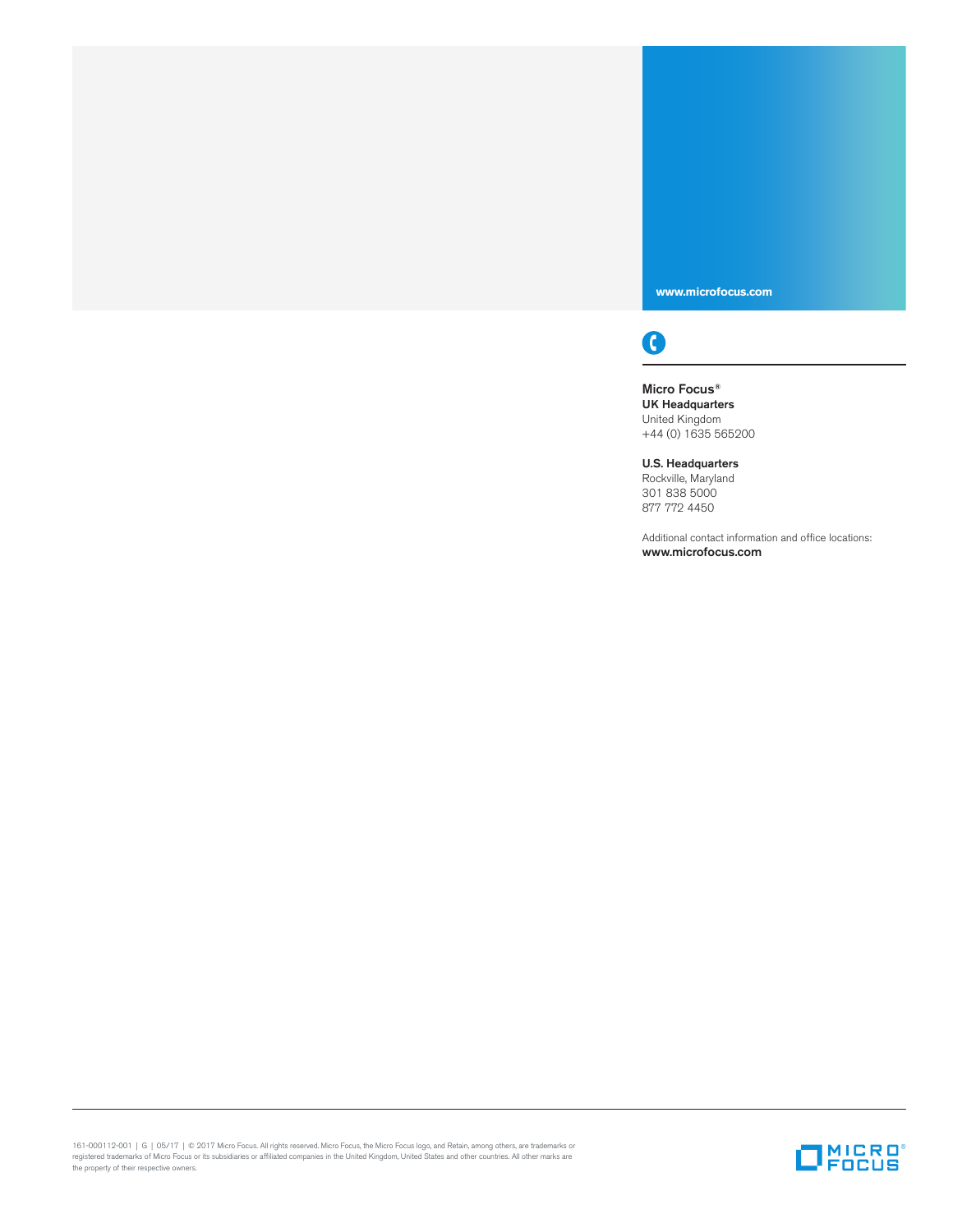**www.microfocus.com**

**Micro Focus®**
**UK Headquarters**
United Kingdom
+44 (0) 1635 565200

**U.S. Headquarters**
Rockville, Maryland
301 838 5000
877 772 4450

Additional contact information and office locations:
**www.microfocus.com**

161-000112-001 | G | 05/17 | © 2017 Micro Focus. All rights reserved. Micro Focus, the Micro Focus logo, and Retain, among others, are trademarks or registered trademarks of Micro Focus or its subsidiaries or affiliated companies in the United Kingdom, United States and other countries. All other marks are the property of their respective owners.